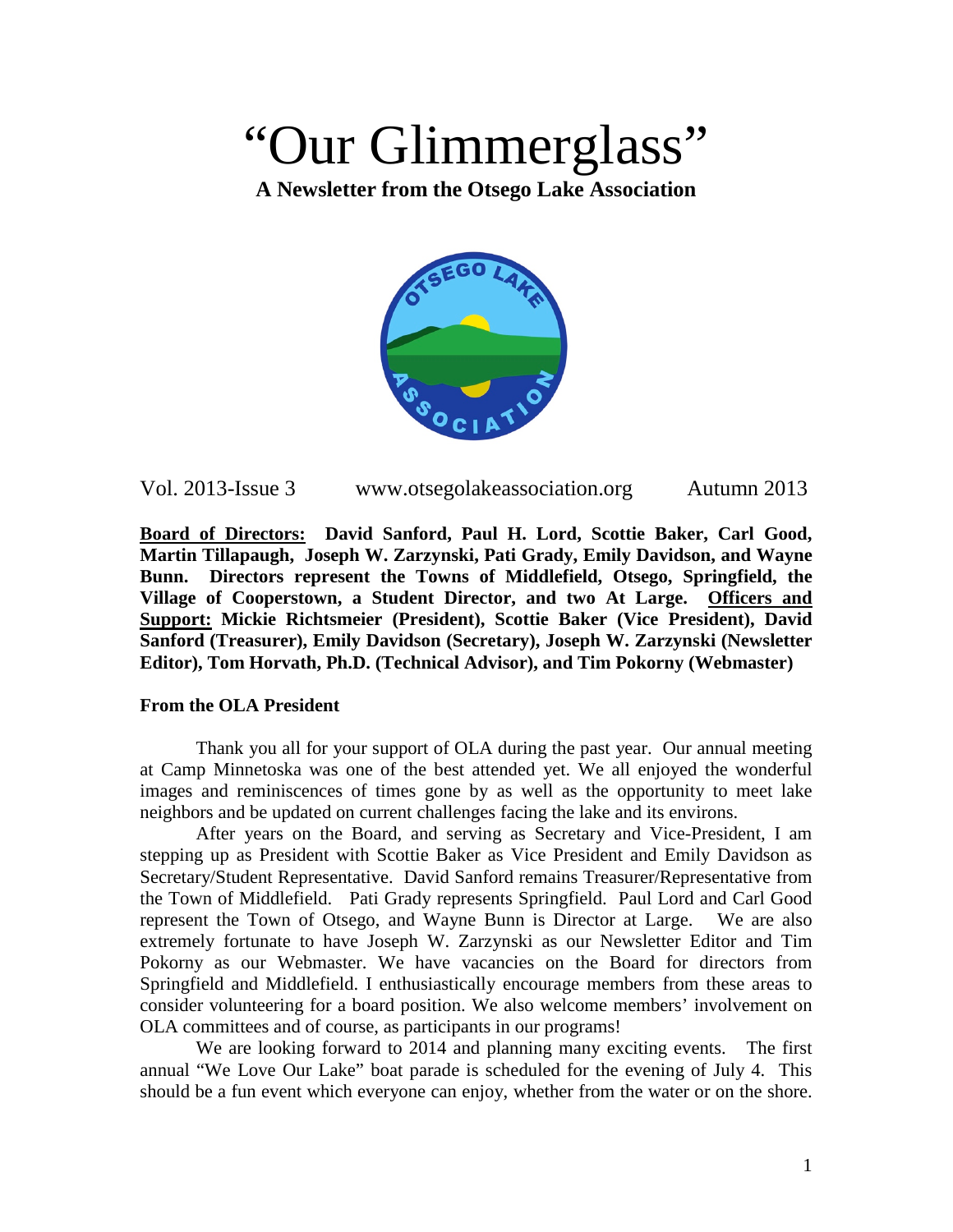# "Our Glimmerglass"

**A Newsletter from the Otsego Lake Association**

Vol. 2013-Issue 3 www.otsegolakeassociation.org Autumn 2013

**<u>Board of Directors:</u> David Sanford, Paul H. Lord, Scottie Baker, Carl Good, Martin Tillapaugh, Joseph W. Zarzynski, Pati Grady, Emily Davidson, and Wayne Bunn. Directors represent the Towns of Middlefield, Otsego, Springfield, the Village of Cooperstown, a Student Director, and two At Large. <u>Officers and Support:</u> Mickie Richtsmeier (President), Scottie Baker (Vice President), David Sanford (Treasurer), Emily Davidson (Secretary), Joseph W. Zarzynski (Newsletter Editor), Tom Horvath, Ph.D. (Technical Advisor), and Tim Pokorny (Webmaster)**

**From the OLA President**

Thank you all for your support of OLA during the past year. Our annual meeting at Camp Minnetoska was one of the best attended yet. We all enjoyed the wonderful images and reminiscences of times gone by as well as the opportunity to meet lake neighbors and be updated on current challenges facing the lake and its environs.

After years on the Board, and serving as Secretary and Vice-President, I am stepping up as President with Scottie Baker as Vice President and Emily Davidson as Secretary/Student Representative. David Sanford remains Treasurer/Representative from the Town of Middlefield. Pati Grady represents Springfield. Paul Lord and Carl Good represent the Town of Otsego, and Wayne Bunn is Director at Large. We are also extremely fortunate to have Joseph W. Zarzynski as our Newsletter Editor and Tim Pokorny as our Webmaster. We have vacancies on the Board for directors from Springfield and Middlefield. I enthusiastically encourage members from these areas to consider volunteering for a board position. We also welcome members' involvement on OLA committees and of course, as participants in our programs!

We are looking forward to 2014 and planning many exciting events. The first annual "We Love Our Lake" boat parade is scheduled for the evening of July 4. This should be a fun event which everyone can enjoy, whether from the water or on the shore.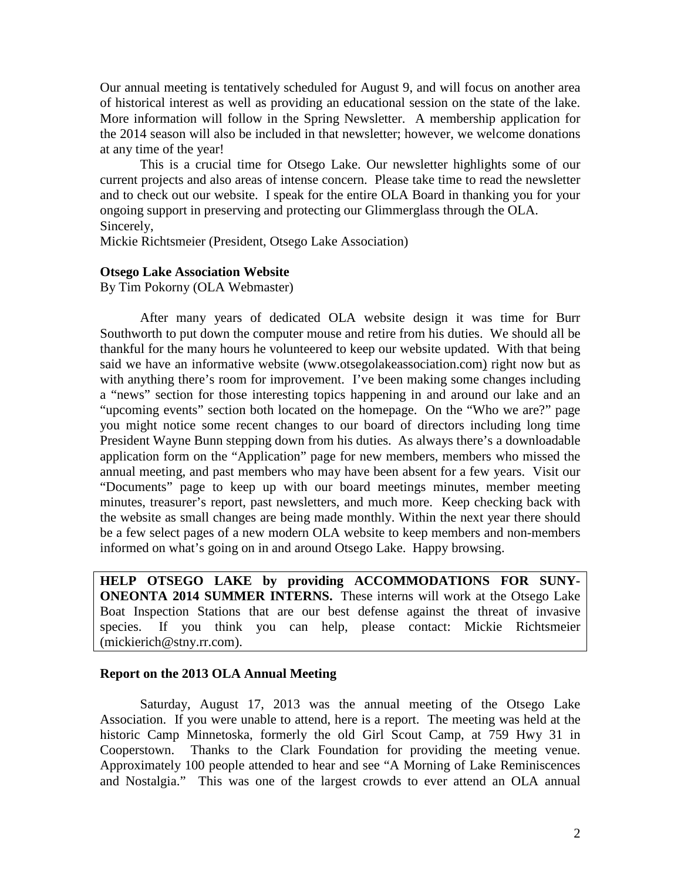Our annual meeting is tentatively scheduled for August 9, and will focus on another area of historical interest as well as providing an educational session on the state of the lake. More information will follow in the Spring Newsletter. A membership application for the 2014 season will also be included in that newsletter; however, we welcome donations at any time of the year!

This is a crucial time for Otsego Lake. Our newsletter highlights some of our current projects and also areas of intense concern. Please take time to read the newsletter and to check out our website. I speak for the entire OLA Board in thanking you for your ongoing support in preserving and protecting our Glimmerglass through the OLA.

Sincerely,

Mickie Richtsmeier (President, Otsego Lake Association)

**Otsego Lake Association Website**

By Tim Pokorny (OLA Webmaster)

After many years of dedicated OLA website design it was time for Burr Southworth to put down the computer mouse and retire from his duties. We should all be thankful for the many hours he volunteered to keep our website updated. With that being said we have an informative website (www.otsegolakeassociation.com) right now but as with anything there's room for improvement. I've been making some changes including a "news" section for those interesting topics happening in and around our lake and an "upcoming events" section both located on the homepage. On the "Who we are?" page you might notice some recent changes to our board of directors including long time President Wayne Bunn stepping down from his duties. As always there's a downloadable application form on the "Application" page for new members, members who missed the annual meeting, and past members who may have been absent for a few years. Visit our "Documents" page to keep up with our board meetings minutes, member meeting minutes, treasurer's report, past newsletters, and much more. Keep checking back with the website as small changes are being made monthly. Within the next year there should be a few select pages of a new modern OLA website to keep members and non-members informed on what's going on in and around Otsego Lake. Happy browsing.

**HELP OTSEGO LAKE by providing ACCOMMODATIONS FOR SUNY-ONEONTA 2014 SUMMER INTERNS.** These interns will work at the Otsego Lake Boat Inspection Stations that are our best defense against the threat of invasive species. If you think you can help, please contact: Mickie Richtsmeier (mickierich@stny.rr.com).

**Report on the 2013 OLA Annual Meeting**

Saturday, August 17, 2013 was the annual meeting of the Otsego Lake Association. If you were unable to attend, here is a report. The meeting was held at the historic Camp Minnetoska, formerly the old Girl Scout Camp, at 759 Hwy 31 in Cooperstown. Thanks to the Clark Foundation for providing the meeting venue. Approximately 100 people attended to hear and see "A Morning of Lake Reminiscences and Nostalgia." This was one of the largest crowds to ever attend an OLA annual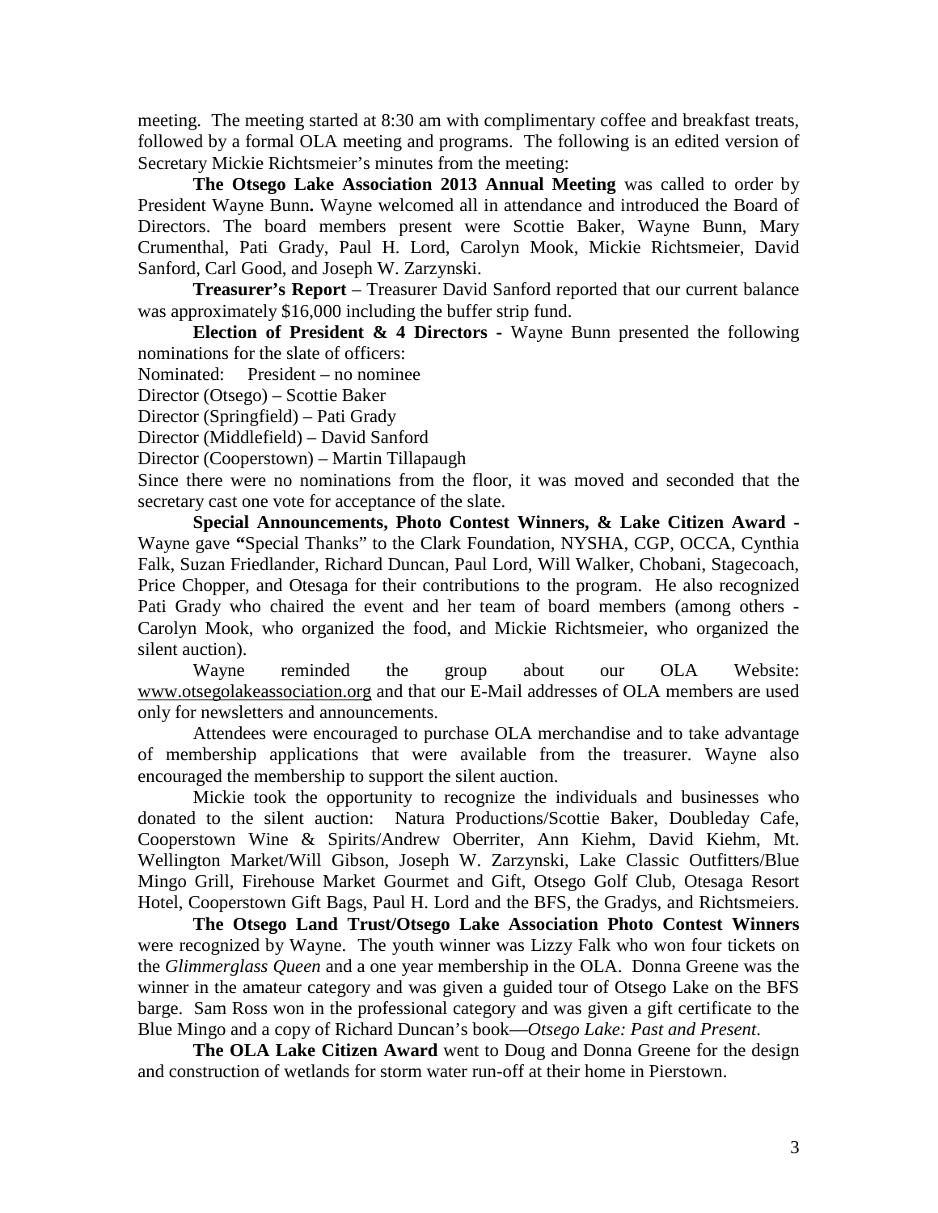meeting. The meeting started at 8:30 am with complimentary coffee and breakfast treats, followed by a formal OLA meeting and programs. The following is an edited version of Secretary Mickie Richtsmeier's minutes from the meeting:

**The Otsego Lake Association 2013 Annual Meeting** was called to order by President Wayne Bunn**.** Wayne welcomed all in attendance and introduced the Board of Directors. The board members present were Scottie Baker, Wayne Bunn, Mary Crumenthal, Pati Grady, Paul H. Lord, Carolyn Mook, Mickie Richtsmeier, David Sanford, Carl Good, and Joseph W. Zarzynski.

**Treasurer's Report** – Treasurer David Sanford reported that our current balance was approximately $16,000 including the buffer strip fund.

**Election of President & 4 Directors -** Wayne Bunn presented the following nominations for the slate of officers:

Nominated: President – no nominee

Director (Otsego) – Scottie Baker

Director (Springfield) – Pati Grady

Director (Middlefield) – David Sanford

Director (Cooperstown) – Martin Tillapaugh

Since there were no nominations from the floor, it was moved and seconded that the secretary cast one vote for acceptance of the slate.

**Special Announcements, Photo Contest Winners, & Lake Citizen Award -** Wayne gave **"**Special Thanks" to the Clark Foundation, NYSHA, CGP, OCCA, Cynthia Falk, Suzan Friedlander, Richard Duncan, Paul Lord, Will Walker, Chobani, Stagecoach, Price Chopper, and Otesaga for their contributions to the program. He also recognized Pati Grady who chaired the event and her team of board members (among others - Carolyn Mook, who organized the food, and Mickie Richtsmeier, who organized the silent auction).

Wayne reminded the group about our OLA Website: www.otsegolakeassociation.org and that our E-Mail addresses of OLA members are used only for newsletters and announcements.

Attendees were encouraged to purchase OLA merchandise and to take advantage of membership applications that were available from the treasurer. Wayne also encouraged the membership to support the silent auction.

Mickie took the opportunity to recognize the individuals and businesses who donated to the silent auction: Natura Productions/Scottie Baker, Doubleday Cafe, Cooperstown Wine & Spirits/Andrew Oberriter, Ann Kiehm, David Kiehm, Mt. Wellington Market/Will Gibson, Joseph W. Zarzynski, Lake Classic Outfitters/Blue Mingo Grill, Firehouse Market Gourmet and Gift, Otsego Golf Club, Otesaga Resort Hotel, Cooperstown Gift Bags, Paul H. Lord and the BFS, the Gradys, and Richtsmeiers.

**The Otsego Land Trust/Otsego Lake Association Photo Contest Winners** were recognized by Wayne. The youth winner was Lizzy Falk who won four tickets on the *Glimmerglass Queen* and a one year membership in the OLA. Donna Greene was the winner in the amateur category and was given a guided tour of Otsego Lake on the BFS barge. Sam Ross won in the professional category and was given a gift certificate to the Blue Mingo and a copy of Richard Duncan's book—*Otsego Lake: Past and Present*.

**The OLA Lake Citizen Award** went to Doug and Donna Greene for the design and construction of wetlands for storm water run-off at their home in Pierstown.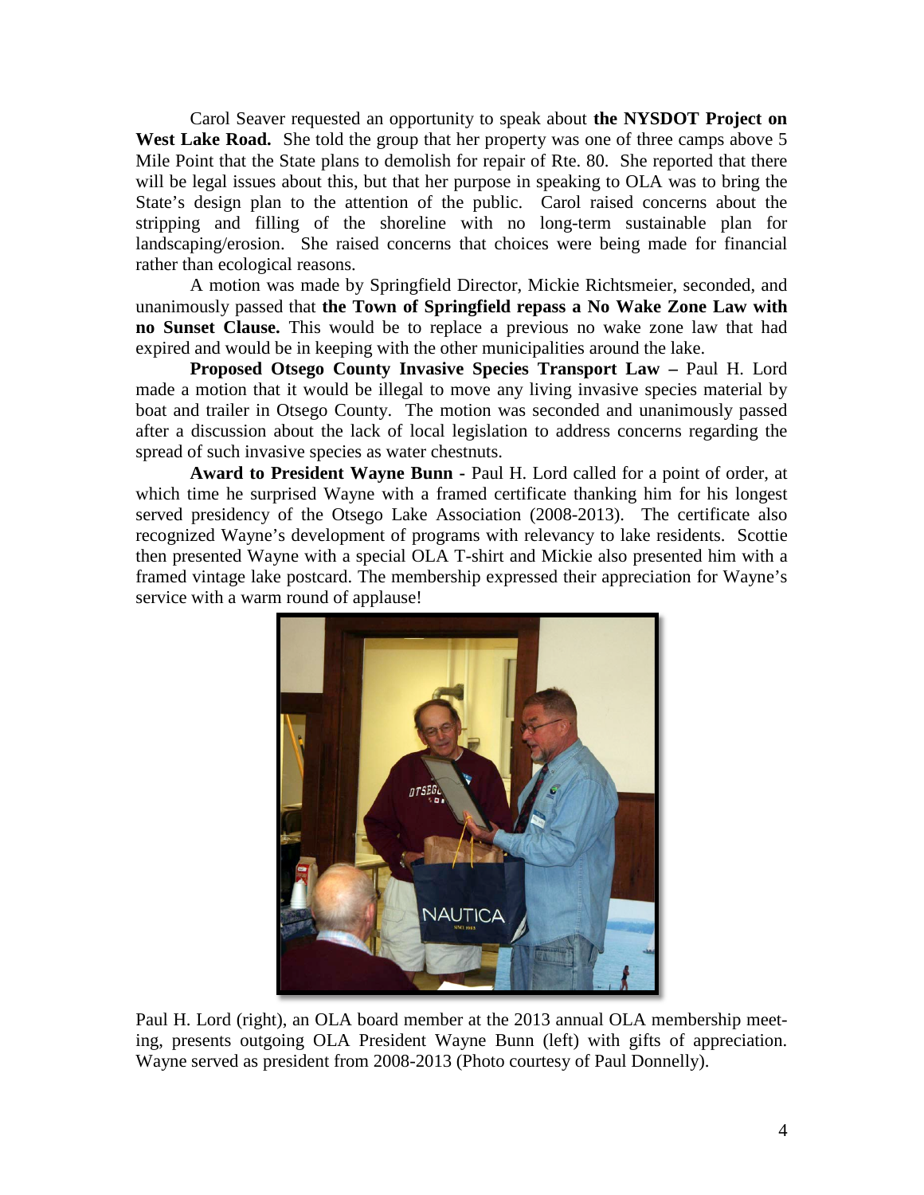Carol Seaver requested an opportunity to speak about **the NYSDOT Project on West Lake Road.** She told the group that her property was one of three camps above 5 Mile Point that the State plans to demolish for repair of Rte. 80. She reported that there will be legal issues about this, but that her purpose in speaking to OLA was to bring the State's design plan to the attention of the public. Carol raised concerns about the stripping and filling of the shoreline with no long-term sustainable plan for landscaping/erosion. She raised concerns that choices were being made for financial rather than ecological reasons.

A motion was made by Springfield Director, Mickie Richtsmeier, seconded, and unanimously passed that **the Town of Springfield repass a No Wake Zone Law with no Sunset Clause.** This would be to replace a previous no wake zone law that had expired and would be in keeping with the other municipalities around the lake.

**Proposed Otsego County Invasive Species Transport Law –** Paul H. Lord made a motion that it would be illegal to move any living invasive species material by boat and trailer in Otsego County. The motion was seconded and unanimously passed after a discussion about the lack of local legislation to address concerns regarding the spread of such invasive species as water chestnuts.

**Award to President Wayne Bunn -** Paul H. Lord called for a point of order, at which time he surprised Wayne with a framed certificate thanking him for his longest served presidency of the Otsego Lake Association (2008-2013). The certificate also recognized Wayne's development of programs with relevancy to lake residents. Scottie then presented Wayne with a special OLA T-shirt and Mickie also presented him with a framed vintage lake postcard. The membership expressed their appreciation for Wayne's service with a warm round of applause!

Paul H. Lord (right), an OLA board member at the 2013 annual OLA membership meeting, presents outgoing OLA President Wayne Bunn (left) with gifts of appreciation. Wayne served as president from 2008-2013 (Photo courtesy of Paul Donnelly).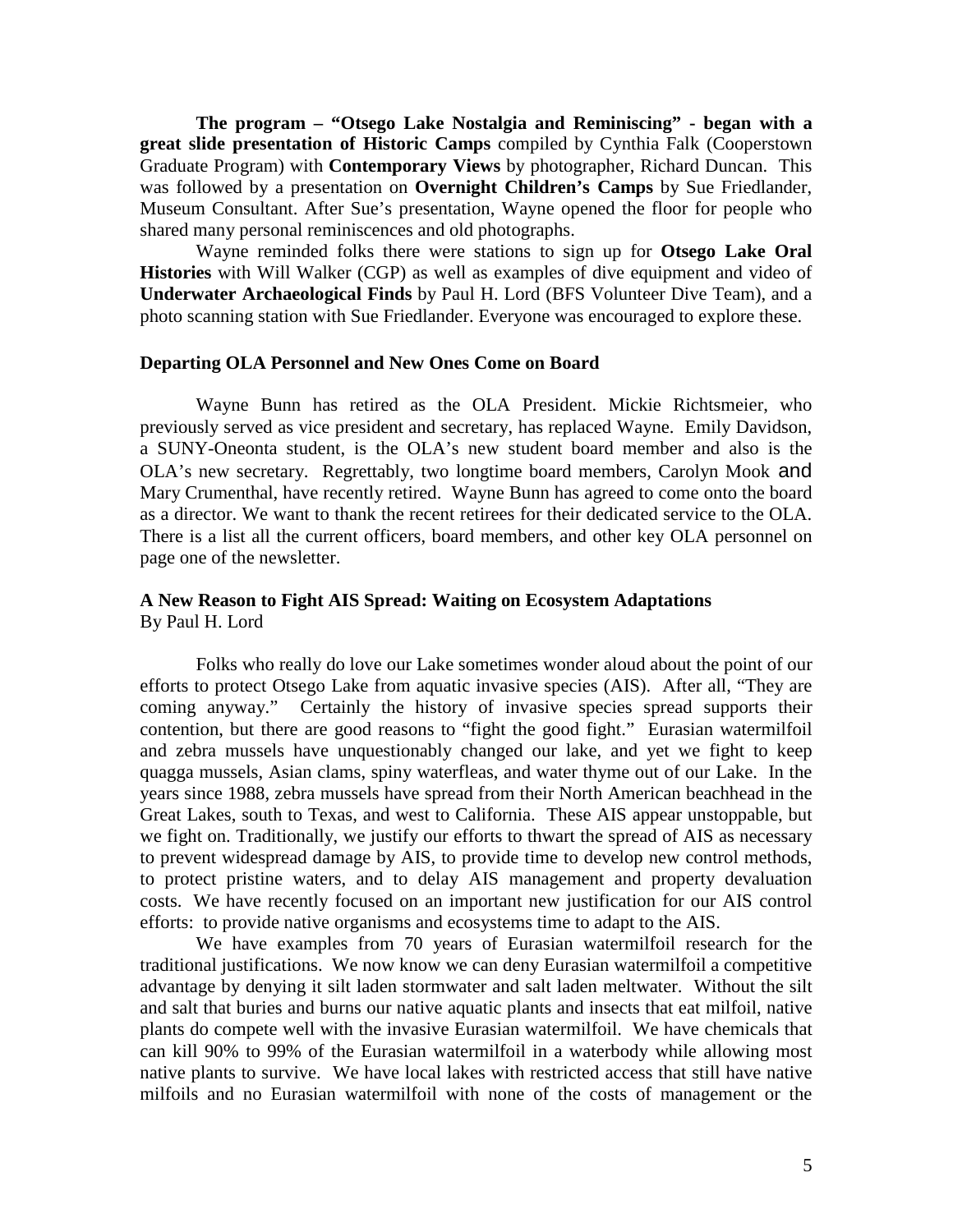**The program – "Otsego Lake Nostalgia and Reminiscing" - began with a great slide presentation of Historic Camps** compiled by Cynthia Falk (Cooperstown Graduate Program) with **Contemporary Views** by photographer, Richard Duncan. This was followed by a presentation on **Overnight Children's Camps** by Sue Friedlander, Museum Consultant. After Sue's presentation, Wayne opened the floor for people who shared many personal reminiscences and old photographs.

Wayne reminded folks there were stations to sign up for **Otsego Lake Oral Histories** with Will Walker (CGP) as well as examples of dive equipment and video of **Underwater Archaeological Finds** by Paul H. Lord (BFS Volunteer Dive Team), and a photo scanning station with Sue Friedlander. Everyone was encouraged to explore these.

## Departing OLA Personnel and New Ones Come on Board

Wayne Bunn has retired as the OLA President. Mickie Richtsmeier, who previously served as vice president and secretary, has replaced Wayne. Emily Davidson, a SUNY-Oneonta student, is the OLA's new student board member and also is the OLA's new secretary. Regrettably, two longtime board members, Carolyn Mook and Mary Crumenthal, have recently retired. Wayne Bunn has agreed to come onto the board as a director. We want to thank the recent retirees for their dedicated service to the OLA. There is a list all the current officers, board members, and other key OLA personnel on page one of the newsletter.

## A New Reason to Fight AIS Spread: Waiting on Ecosystem Adaptations

By Paul H. Lord

Folks who really do love our Lake sometimes wonder aloud about the point of our efforts to protect Otsego Lake from aquatic invasive species (AIS). After all, "They are coming anyway." Certainly the history of invasive species spread supports their contention, but there are good reasons to "fight the good fight." Eurasian watermilfoil and zebra mussels have unquestionably changed our lake, and yet we fight to keep quagga mussels, Asian clams, spiny waterfleas, and water thyme out of our Lake. In the years since 1988, zebra mussels have spread from their North American beachhead in the Great Lakes, south to Texas, and west to California. These AIS appear unstoppable, but we fight on. Traditionally, we justify our efforts to thwart the spread of AIS as necessary to prevent widespread damage by AIS, to provide time to develop new control methods, to protect pristine waters, and to delay AIS management and property devaluation costs. We have recently focused on an important new justification for our AIS control efforts: to provide native organisms and ecosystems time to adapt to the AIS.

We have examples from 70 years of Eurasian watermilfoil research for the traditional justifications. We now know we can deny Eurasian watermilfoil a competitive advantage by denying it silt laden stormwater and salt laden meltwater. Without the silt and salt that buries and burns our native aquatic plants and insects that eat milfoil, native plants do compete well with the invasive Eurasian watermilfoil. We have chemicals that can kill 90% to 99% of the Eurasian watermilfoil in a waterbody while allowing most native plants to survive. We have local lakes with restricted access that still have native milfoils and no Eurasian watermilfoil with none of the costs of management or the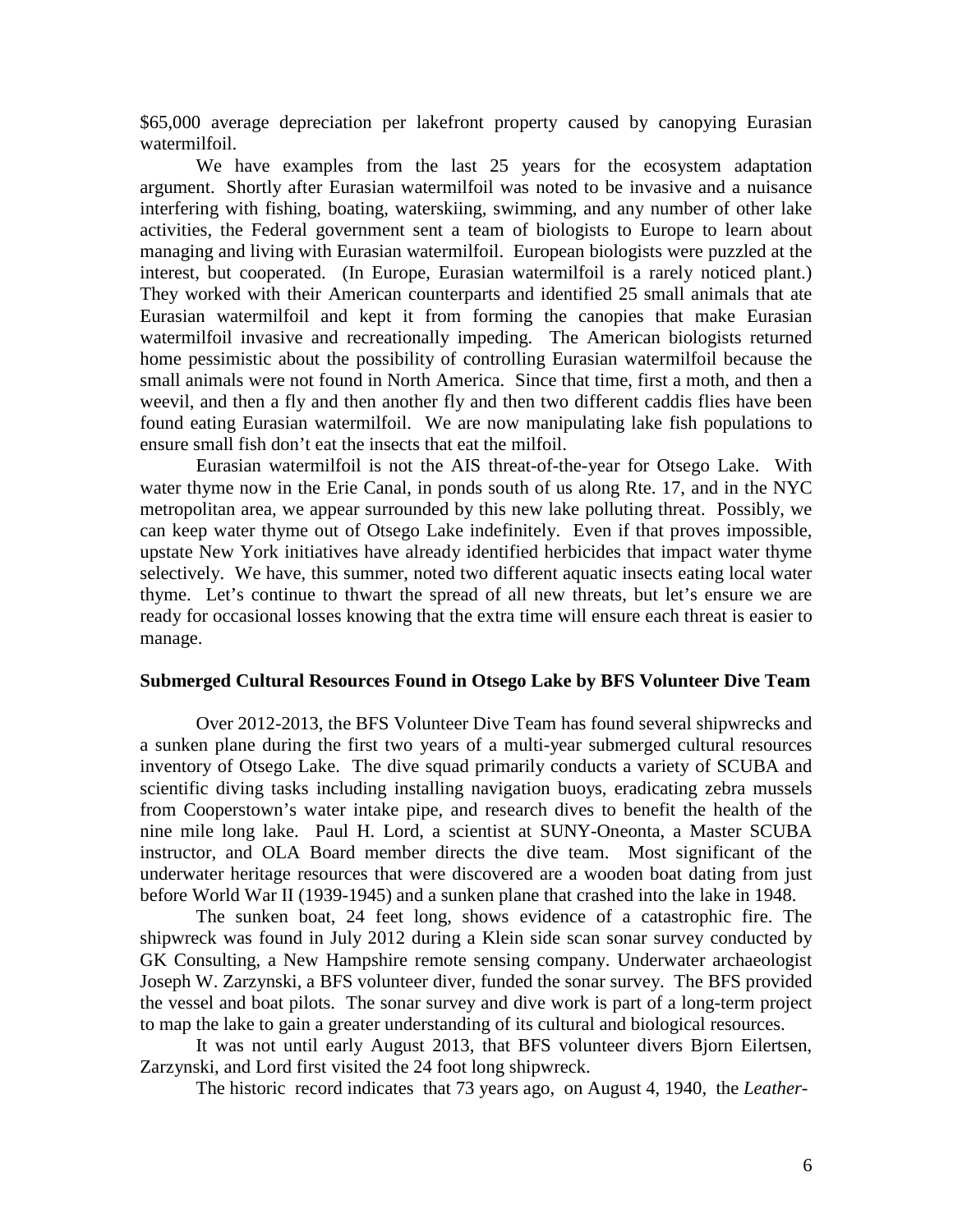$65,000 average depreciation per lakefront property caused by canopying Eurasian watermilfoil.

We have examples from the last 25 years for the ecosystem adaptation argument. Shortly after Eurasian watermilfoil was noted to be invasive and a nuisance interfering with fishing, boating, waterskiing, swimming, and any number of other lake activities, the Federal government sent a team of biologists to Europe to learn about managing and living with Eurasian watermilfoil. European biologists were puzzled at the interest, but cooperated. (In Europe, Eurasian watermilfoil is a rarely noticed plant.) They worked with their American counterparts and identified 25 small animals that ate Eurasian watermilfoil and kept it from forming the canopies that make Eurasian watermilfoil invasive and recreationally impeding. The American biologists returned home pessimistic about the possibility of controlling Eurasian watermilfoil because the small animals were not found in North America. Since that time, first a moth, and then a weevil, and then a fly and then another fly and then two different caddis flies have been found eating Eurasian watermilfoil. We are now manipulating lake fish populations to ensure small fish don't eat the insects that eat the milfoil.

Eurasian watermilfoil is not the AIS threat-of-the-year for Otsego Lake. With water thyme now in the Erie Canal, in ponds south of us along Rte. 17, and in the NYC metropolitan area, we appear surrounded by this new lake polluting threat. Possibly, we can keep water thyme out of Otsego Lake indefinitely. Even if that proves impossible, upstate New York initiatives have already identified herbicides that impact water thyme selectively. We have, this summer, noted two different aquatic insects eating local water thyme. Let's continue to thwart the spread of all new threats, but let's ensure we are ready for occasional losses knowing that the extra time will ensure each threat is easier to manage.

**Submerged Cultural Resources Found in Otsego Lake by BFS Volunteer Dive Team**

Over 2012-2013, the BFS Volunteer Dive Team has found several shipwrecks and a sunken plane during the first two years of a multi-year submerged cultural resources inventory of Otsego Lake. The dive squad primarily conducts a variety of SCUBA and scientific diving tasks including installing navigation buoys, eradicating zebra mussels from Cooperstown's water intake pipe, and research dives to benefit the health of the nine mile long lake. Paul H. Lord, a scientist at SUNY-Oneonta, a Master SCUBA instructor, and OLA Board member directs the dive team. Most significant of the underwater heritage resources that were discovered are a wooden boat dating from just before World War II (1939-1945) and a sunken plane that crashed into the lake in 1948.

The sunken boat, 24 feet long, shows evidence of a catastrophic fire. The shipwreck was found in July 2012 during a Klein side scan sonar survey conducted by GK Consulting, a New Hampshire remote sensing company. Underwater archaeologist Joseph W. Zarzynski, a BFS volunteer diver, funded the sonar survey. The BFS provided the vessel and boat pilots. The sonar survey and dive work is part of a long-term project to map the lake to gain a greater understanding of its cultural and biological resources.

It was not until early August 2013, that BFS volunteer divers Bjorn Eilertsen, Zarzynski, and Lord first visited the 24 foot long shipwreck.

The historic record indicates that 73 years ago, on August 4, 1940, the *Leather-*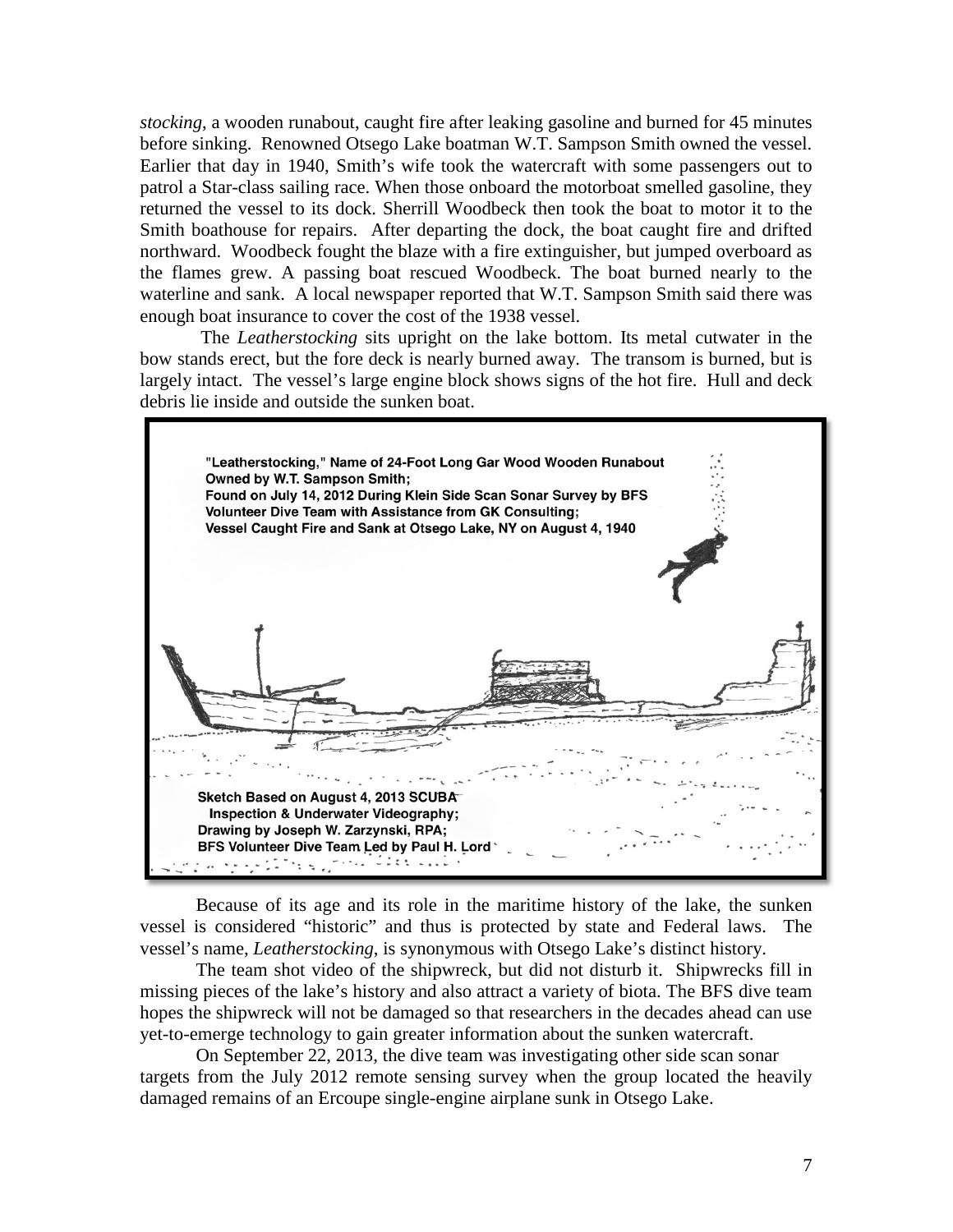*stocking*, a wooden runabout, caught fire after leaking gasoline and burned for 45 minutes before sinking. Renowned Otsego Lake boatman W.T. Sampson Smith owned the vessel. Earlier that day in 1940, Smith's wife took the watercraft with some passengers out to patrol a Star-class sailing race. When those onboard the motorboat smelled gasoline, they returned the vessel to its dock. Sherrill Woodbeck then took the boat to motor it to the Smith boathouse for repairs. After departing the dock, the boat caught fire and drifted northward. Woodbeck fought the blaze with a fire extinguisher, but jumped overboard as the flames grew. A passing boat rescued Woodbeck. The boat burned nearly to the waterline and sank. A local newspaper reported that W.T. Sampson Smith said there was enough boat insurance to cover the cost of the 1938 vessel.

The *Leatherstocking* sits upright on the lake bottom. Its metal cutwater in the bow stands erect, but the fore deck is nearly burned away. The transom is burned, but is largely intact. The vessel's large engine block shows signs of the hot fire. Hull and deck debris lie inside and outside the sunken boat.

**"Leatherstocking," Name of 24-Foot Long Gar Wood Wooden Runabout Owned by W.T. Sampson Smith; Found on July 14, 2012 During Klein Side Scan Sonar Survey by BFS Volunteer Dive Team with Assistance from GK Consulting; Vessel Caught Fire and Sank at Otsego Lake, NY on August 4, 1940**

**Sketch Based on August 4, 2013 SCUBA Inspection & Underwater Videography; Drawing by Joseph W. Zarzynski, RPA; BFS Volunteer Dive Team Led by Paul H. Lord**

Because of its age and its role in the maritime history of the lake, the sunken vessel is considered "historic" and thus is protected by state and Federal laws. The vessel's name, *Leatherstocking*, is synonymous with Otsego Lake's distinct history.

The team shot video of the shipwreck, but did not disturb it. Shipwrecks fill in missing pieces of the lake's history and also attract a variety of biota. The BFS dive team hopes the shipwreck will not be damaged so that researchers in the decades ahead can use yet-to-emerge technology to gain greater information about the sunken watercraft.

On September 22, 2013, the dive team was investigating other side scan sonar targets from the July 2012 remote sensing survey when the group located the heavily damaged remains of an Ercoupe single-engine airplane sunk in Otsego Lake.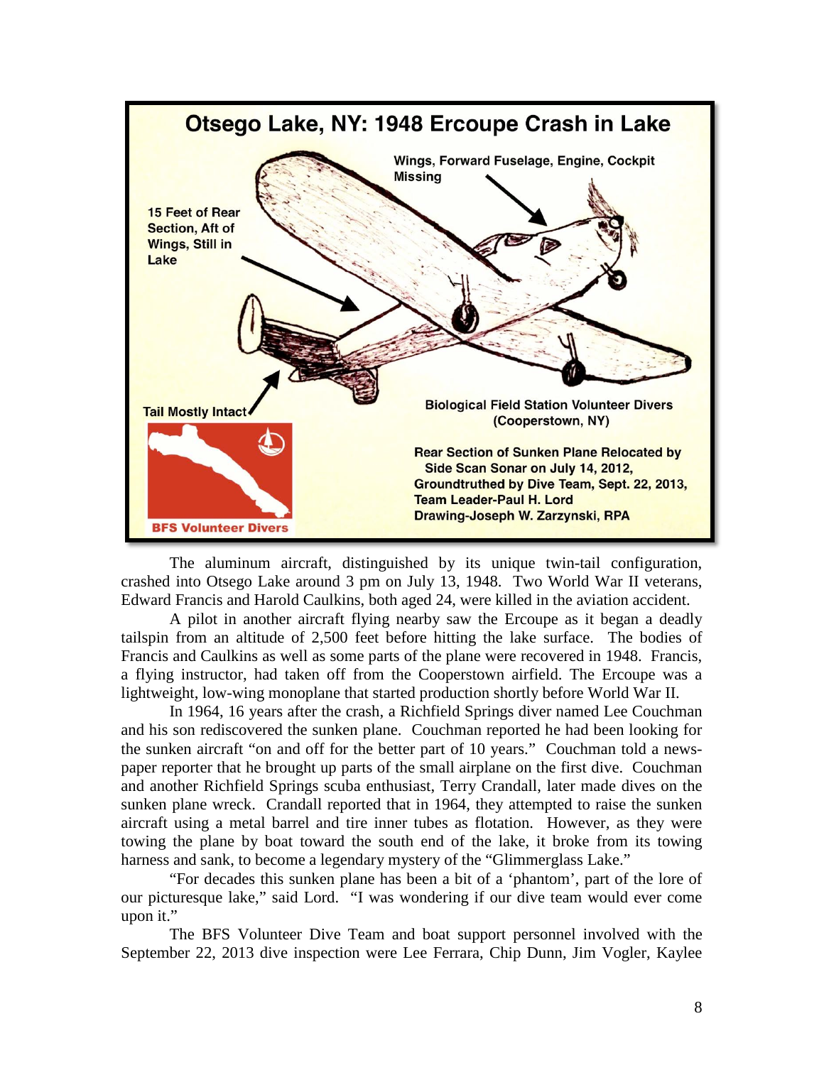The aluminum aircraft, distinguished by its unique twin-tail configuration, crashed into Otsego Lake around 3 pm on July 13, 1948. Two World War II veterans, Edward Francis and Harold Caulkins, both aged 24, were killed in the aviation accident.

A pilot in another aircraft flying nearby saw the Ercoupe as it began a deadly tailspin from an altitude of 2,500 feet before hitting the lake surface. The bodies of Francis and Caulkins as well as some parts of the plane were recovered in 1948. Francis, a flying instructor, had taken off from the Cooperstown airfield. The Ercoupe was a lightweight, low-wing monoplane that started production shortly before World War II.

In 1964, 16 years after the crash, a Richfield Springs diver named Lee Couchman and his son rediscovered the sunken plane. Couchman reported he had been looking for the sunken aircraft "on and off for the better part of 10 years." Couchman told a newspaper reporter that he brought up parts of the small airplane on the first dive. Couchman and another Richfield Springs scuba enthusiast, Terry Crandall, later made dives on the sunken plane wreck. Crandall reported that in 1964, they attempted to raise the sunken aircraft using a metal barrel and tire inner tubes as flotation. However, as they were towing the plane by boat toward the south end of the lake, it broke from its towing harness and sank, to become a legendary mystery of the "Glimmerglass Lake."

"For decades this sunken plane has been a bit of a 'phantom', part of the lore of our picturesque lake," said Lord. "I was wondering if our dive team would ever come upon it."

The BFS Volunteer Dive Team and boat support personnel involved with the September 22, 2013 dive inspection were Lee Ferrara, Chip Dunn, Jim Vogler, Kaylee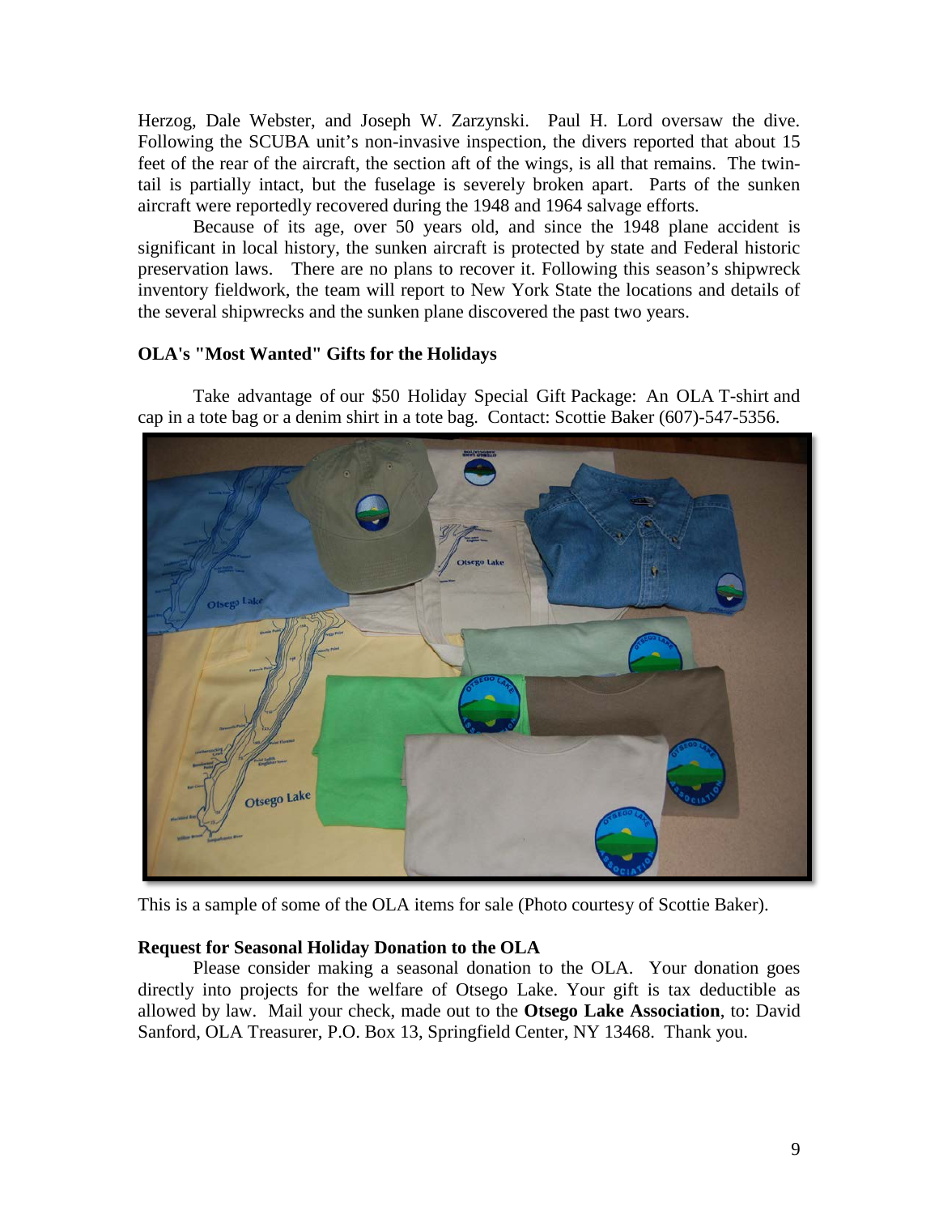Herzog, Dale Webster, and Joseph W. Zarzynski. Paul H. Lord oversaw the dive. Following the SCUBA unit's non-invasive inspection, the divers reported that about 15 feet of the rear of the aircraft, the section aft of the wings, is all that remains. The twin-tail is partially intact, but the fuselage is severely broken apart. Parts of the sunken aircraft were reportedly recovered during the 1948 and 1964 salvage efforts.

Because of its age, over 50 years old, and since the 1948 plane accident is significant in local history, the sunken aircraft is protected by state and Federal historic preservation laws. There are no plans to recover it. Following this season's shipwreck inventory fieldwork, the team will report to New York State the locations and details of the several shipwrecks and the sunken plane discovered the past two years.

**OLA's "Most Wanted" Gifts for the Holidays**

Take advantage of our $50 Holiday Special Gift Package: An OLA T-shirt and cap in a tote bag or a denim shirt in a tote bag. Contact: Scottie Baker (607)-547-5356.

This is a sample of some of the OLA items for sale (Photo courtesy of Scottie Baker).

**Request for Seasonal Holiday Donation to the OLA**

Please consider making a seasonal donation to the OLA. Your donation goes directly into projects for the welfare of Otsego Lake. Your gift is tax deductible as allowed by law. Mail your check, made out to the **Otsego Lake Association**, to: David Sanford, OLA Treasurer, P.O. Box 13, Springfield Center, NY 13468. Thank you.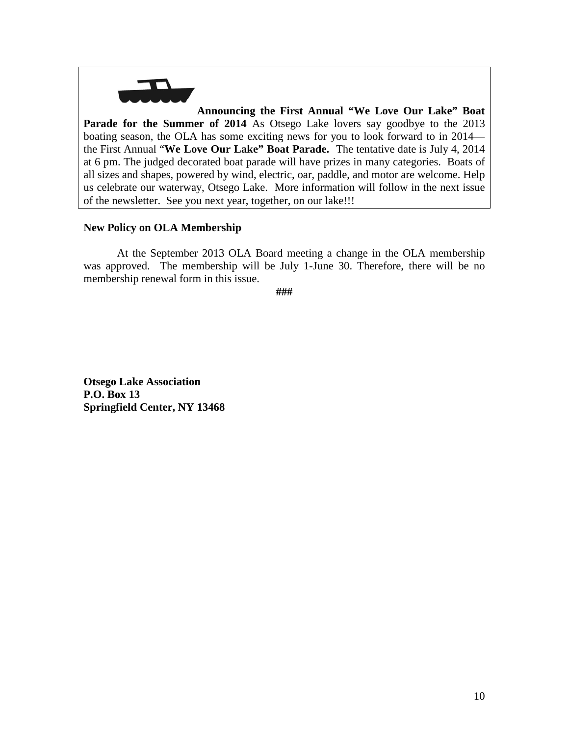**Announcing the First Annual "We Love Our Lake" Boat Parade for the Summer of 2014** As Otsego Lake lovers say goodbye to the 2013 boating season, the OLA has some exciting news for you to look forward to in 2014—the First Annual "**We Love Our Lake" Boat Parade.** The tentative date is July 4, 2014 at 6 pm. The judged decorated boat parade will have prizes in many categories. Boats of all sizes and shapes, powered by wind, electric, oar, paddle, and motor are welcome. Help us celebrate our waterway, Otsego Lake. More information will follow in the next issue of the newsletter. See you next year, together, on our lake!!!

**New Policy on OLA Membership**

At the September 2013 OLA Board meeting a change in the OLA membership was approved. The membership will be July 1-June 30. Therefore, there will be no membership renewal form in this issue.

###

**Otsego Lake Association**
**P.O. Box 13**
**Springfield Center, NY 13468**